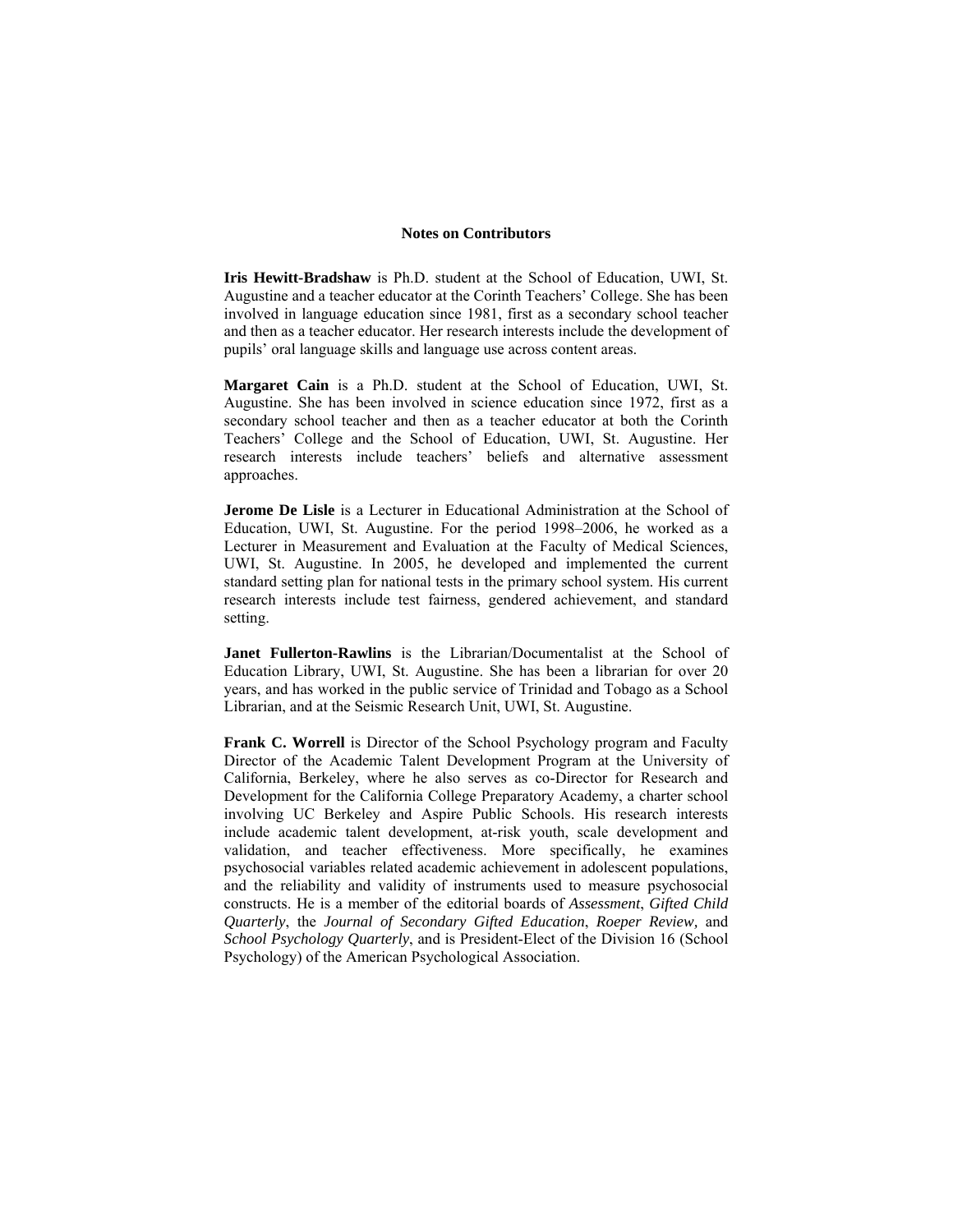## Notes on Contributors

**Iris Hewitt-Bradshaw** is Ph.D. student at the School of Education, UWI, St. Augustine and a teacher educator at the Corinth Teachers' College. She has been involved in language education since 1981, first as a secondary school teacher and then as a teacher educator. Her research interests include the development of pupils' oral language skills and language use across content areas.

**Margaret Cain** is a Ph.D. student at the School of Education, UWI, St. Augustine. She has been involved in science education since 1972, first as a secondary school teacher and then as a teacher educator at both the Corinth Teachers' College and the School of Education, UWI, St. Augustine. Her research interests include teachers' beliefs and alternative assessment approaches.

**Jerome De Lisle** is a Lecturer in Educational Administration at the School of Education, UWI, St. Augustine. For the period 1998–2006, he worked as a Lecturer in Measurement and Evaluation at the Faculty of Medical Sciences, UWI, St. Augustine. In 2005, he developed and implemented the current standard setting plan for national tests in the primary school system. His current research interests include test fairness, gendered achievement, and standard setting.

**Janet Fullerton-Rawlins** is the Librarian/Documentalist at the School of Education Library, UWI, St. Augustine. She has been a librarian for over 20 years, and has worked in the public service of Trinidad and Tobago as a School Librarian, and at the Seismic Research Unit, UWI, St. Augustine.

**Frank C. Worrell** is Director of the School Psychology program and Faculty Director of the Academic Talent Development Program at the University of California, Berkeley, where he also serves as co-Director for Research and Development for the California College Preparatory Academy, a charter school involving UC Berkeley and Aspire Public Schools. His research interests include academic talent development, at-risk youth, scale development and validation, and teacher effectiveness. More specifically, he examines psychosocial variables related academic achievement in adolescent populations, and the reliability and validity of instruments used to measure psychosocial constructs. He is a member of the editorial boards of *Assessment*, *Gifted Child Quarterly*, the *Journal of Secondary Gifted Education*, *Roeper Review,* and *School Psychology Quarterly*, and is President-Elect of the Division 16 (School Psychology) of the American Psychological Association.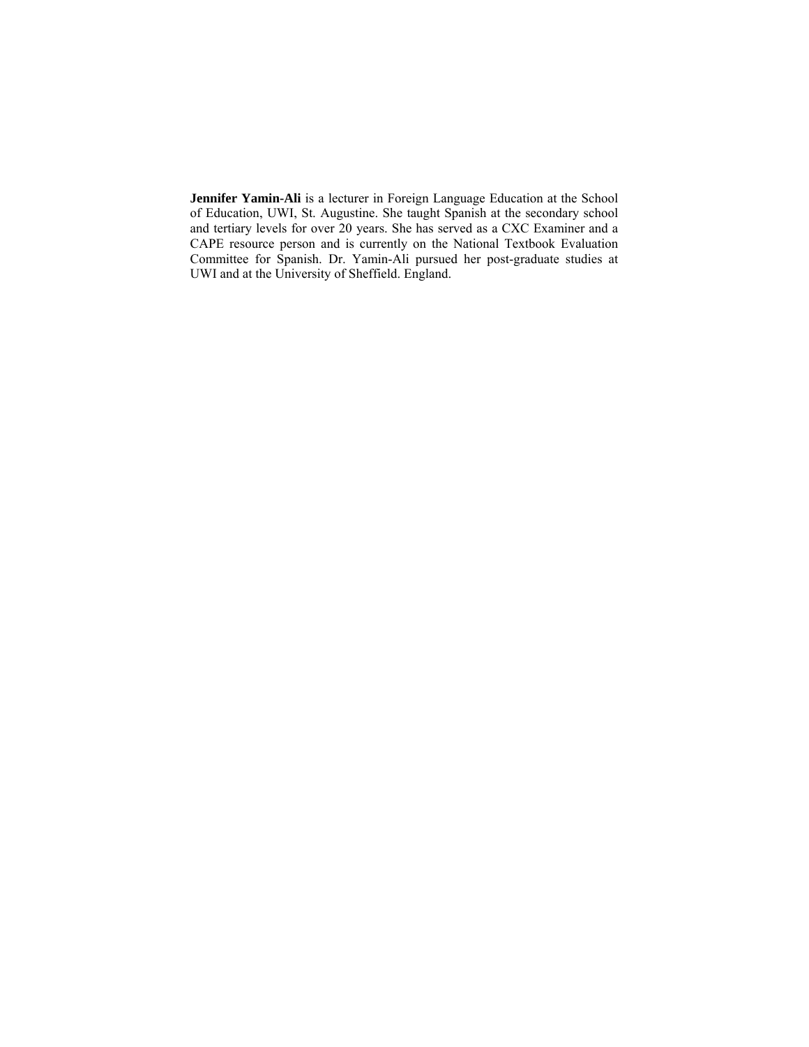**Jennifer Yamin-Ali** is a lecturer in Foreign Language Education at the School of Education, UWI, St. Augustine. She taught Spanish at the secondary school and tertiary levels for over 20 years. She has served as a CXC Examiner and a CAPE resource person and is currently on the National Textbook Evaluation Committee for Spanish. Dr. Yamin-Ali pursued her post-graduate studies at UWI and at the University of Sheffield. England.